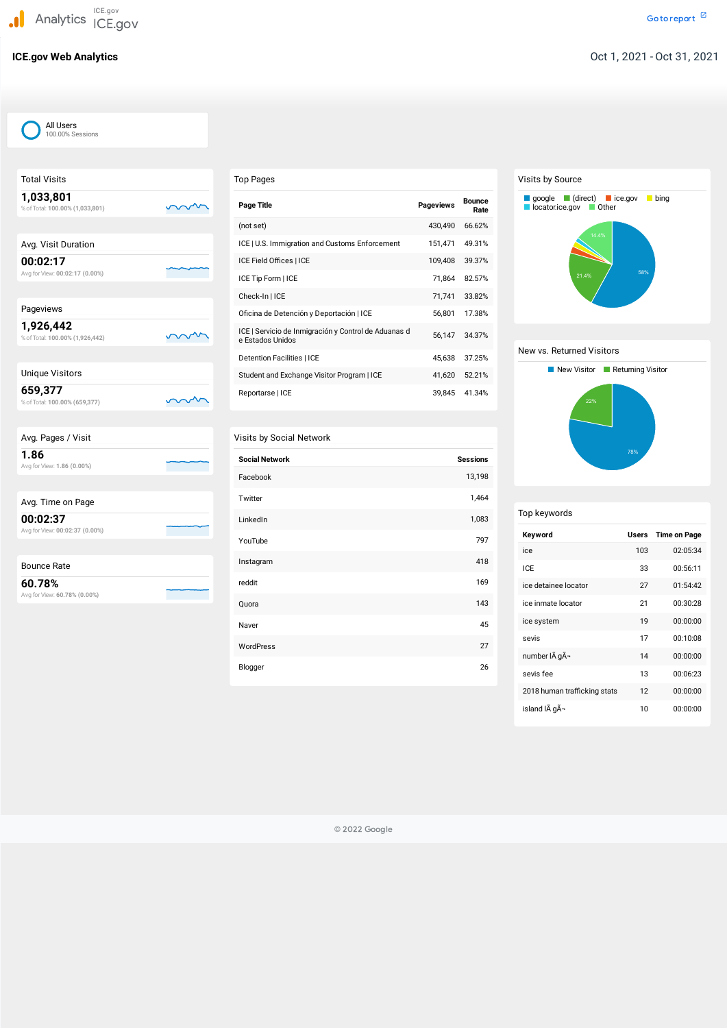Analytics ICE.gov ICE.gov

Go to report

# ICE.gov Web Analytics

Oct 1, 2021 - Oct 31, 2021

All Users
100.00% Sessions

## Total Visits

**1,033,801**
% of Total: 100.00% (1,033,801)

## Avg. Visit Duration

**00:02:17**
Avg for View: 00:02:17 (0.00%)

## Pageviews

**1,926,442**
% of Total: 100.00% (1,926,442)

## Unique Visitors

**659,377**
% of Total: 100.00% (659,377)

## Avg. Pages / Visit

**1.86**
Avg for View: 1.86 (0.00%)

## Avg. Time on Page

**00:02:37**
Avg for View: 00:02:37 (0.00%)

## Bounce Rate

**60.78%**
Avg for View: 60.78% (0.00%)

## Top Pages

| Page Title | Pageviews | Bounce Rate |
|---|---|---|
| (not set) | 430,490 | 66.62% |
| ICE \| U.S. Immigration and Customs Enforcement | 151,471 | 49.31% |
| ICE Field Offices \| ICE | 109,408 | 39.37% |
| ICE Tip Form \| ICE | 71,864 | 82.57% |
| Check-In \| ICE | 71,741 | 33.82% |
| Oficina de Detención y Deportación \| ICE | 56,801 | 17.38% |
| ICE \| Servicio de Inmigración y Control de Aduanas de Estados Unidos | 56,147 | 34.37% |
| Detention Facilities \| ICE | 45,638 | 37.25% |
| Student and Exchange Visitor Program \| ICE | 41,620 | 52.21% |
| Reportarse \| ICE | 39,845 | 41.34% |

## Visits by Social Network

| Social Network | Sessions |
|---|---|
| Facebook | 13,198 |
| Twitter | 1,464 |
| LinkedIn | 1,083 |
| YouTube | 797 |
| Instagram | 418 |
| reddit | 169 |
| Quora | 143 |
| Naver | 45 |
| WordPress | 27 |
| Blogger | 26 |

## Visits by Source

google, (direct), ice.gov, bing, locator.ice.gov, Other

58%, 21.4%, 14.4%

## New vs. Returned Visitors

New Visitor, Returning Visitor

78%, 22%

## Top keywords

| Keyword | Users | Time on Page |
|---|---|---|
| ice | 103 | 02:05:34 |
| ICE | 33 | 00:56:11 |
| ice detainee locator | 27 | 01:54:42 |
| ice inmate locator | 21 | 00:30:28 |
| ice system | 19 | 00:00:00 |
| sevis | 17 | 00:10:08 |
| number lÃ gÃ¬ | 14 | 00:00:00 |
| sevis fee | 13 | 00:06:23 |
| 2018 human trafficking stats | 12 | 00:00:00 |
| island lÃ gÃ¬ | 10 | 00:00:00 |

© 2022 Google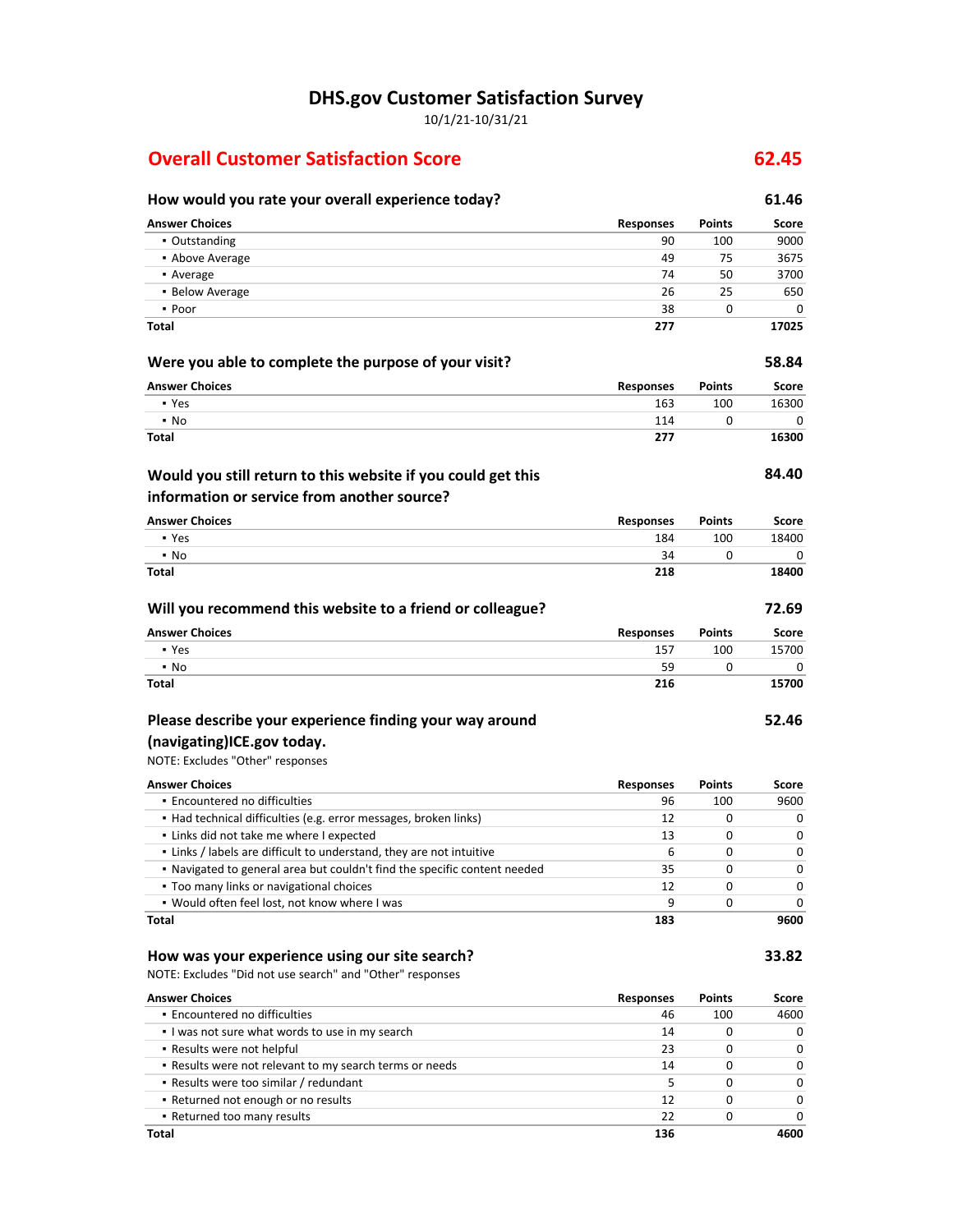# DHS.gov Customer Satisfaction Survey

10/1/21-10/31/21

## Overall Customer Satisfaction Score 62.45

### How would you rate your overall experience today? 61.46

| Answer Choices | Responses | Points | Score |
|---|---|---|---|
| ▪ Outstanding | 90 | 100 | 9000 |
| ▪ Above Average | 49 | 75 | 3675 |
| ▪ Average | 74 | 50 | 3700 |
| ▪ Below Average | 26 | 25 | 650 |
| ▪ Poor | 38 | 0 | 0 |
| **Total** | **277** | | **17025** |

### Were you able to complete the purpose of your visit? 58.84

| Answer Choices | Responses | Points | Score |
|---|---|---|---|
| ▪ Yes | 163 | 100 | 16300 |
| ▪ No | 114 | 0 | 0 |
| **Total** | **277** | | **16300** |

### Would you still return to this website if you could get this information or service from another source? 84.40

| Answer Choices | Responses | Points | Score |
|---|---|---|---|
| ▪ Yes | 184 | 100 | 18400 |
| ▪ No | 34 | 0 | 0 |
| **Total** | **218** | | **18400** |

### Will you recommend this website to a friend or colleague? 72.69

| Answer Choices | Responses | Points | Score |
|---|---|---|---|
| ▪ Yes | 157 | 100 | 15700 |
| ▪ No | 59 | 0 | 0 |
| **Total** | **216** | | **15700** |

### Please describe your experience finding your way around (navigating)ICE.gov today. 52.46

NOTE: Excludes "Other" responses

| Answer Choices | Responses | Points | Score |
|---|---|---|---|
| ▪ Encountered no difficulties | 96 | 100 | 9600 |
| ▪ Had technical difficulties (e.g. error messages, broken links) | 12 | 0 | 0 |
| ▪ Links did not take me where I expected | 13 | 0 | 0 |
| ▪ Links / labels are difficult to understand, they are not intuitive | 6 | 0 | 0 |
| ▪ Navigated to general area but couldn't find the specific content needed | 35 | 0 | 0 |
| ▪ Too many links or navigational choices | 12 | 0 | 0 |
| ▪ Would often feel lost, not know where I was | 9 | 0 | 0 |
| **Total** | **183** | | **9600** |

### How was your experience using our site search? 33.82

NOTE: Excludes "Did not use search" and "Other" responses

| Answer Choices | Responses | Points | Score |
|---|---|---|---|
| ▪ Encountered no difficulties | 46 | 100 | 4600 |
| ▪ I was not sure what words to use in my search | 14 | 0 | 0 |
| ▪ Results were not helpful | 23 | 0 | 0 |
| ▪ Results were not relevant to my search terms or needs | 14 | 0 | 0 |
| ▪ Results were too similar / redundant | 5 | 0 | 0 |
| ▪ Returned not enough or no results | 12 | 0 | 0 |
| ▪ Returned too many results | 22 | 0 | 0 |
| **Total** | **136** | | **4600** |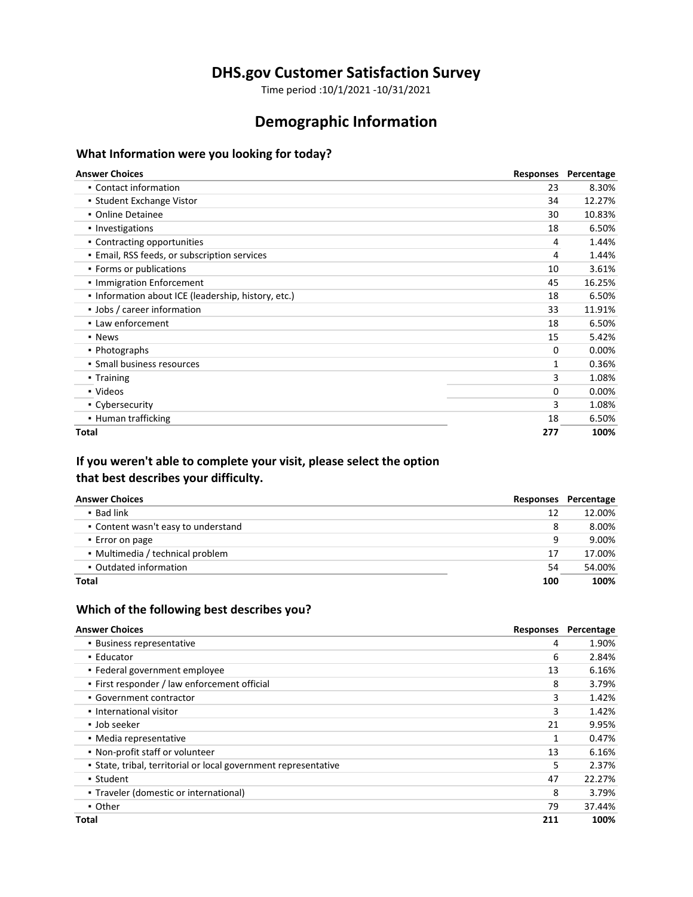# DHS.gov Customer Satisfaction Survey

Time period :10/1/2021 -10/31/2021

## Demographic Information

### What Information were you looking for today?

| Answer Choices | Responses | Percentage |
| --- | --- | --- |
| ▪ Contact information | 23 | 8.30% |
| ▪ Student Exchange Vistor | 34 | 12.27% |
| ▪ Online Detainee | 30 | 10.83% |
| ▪ Investigations | 18 | 6.50% |
| ▪ Contracting opportunities | 4 | 1.44% |
| ▪ Email, RSS feeds, or subscription services | 4 | 1.44% |
| ▪ Forms or publications | 10 | 3.61% |
| ▪ Immigration Enforcement | 45 | 16.25% |
| ▪ Information about ICE (leadership, history, etc.) | 18 | 6.50% |
| ▪ Jobs / career information | 33 | 11.91% |
| ▪ Law enforcement | 18 | 6.50% |
| ▪ News | 15 | 5.42% |
| ▪ Photographs | 0 | 0.00% |
| ▪ Small business resources | 1 | 0.36% |
| ▪ Training | 3 | 1.08% |
| ▪ Videos | 0 | 0.00% |
| ▪ Cybersecurity | 3 | 1.08% |
| ▪ Human trafficking | 18 | 6.50% |
| **Total** | **277** | **100%** |

### If you weren't able to complete your visit, please select the option that best describes your difficulty.

| Answer Choices | Responses | Percentage |
| --- | --- | --- |
| ▪ Bad link | 12 | 12.00% |
| ▪ Content wasn't easy to understand | 8 | 8.00% |
| ▪ Error on page | 9 | 9.00% |
| ▪ Multimedia / technical problem | 17 | 17.00% |
| ▪ Outdated information | 54 | 54.00% |
| **Total** | **100** | **100%** |

### Which of the following best describes you?

| Answer Choices | Responses | Percentage |
| --- | --- | --- |
| ▪ Business representative | 4 | 1.90% |
| ▪ Educator | 6 | 2.84% |
| ▪ Federal government employee | 13 | 6.16% |
| ▪ First responder / law enforcement official | 8 | 3.79% |
| ▪ Government contractor | 3 | 1.42% |
| ▪ International visitor | 3 | 1.42% |
| ▪ Job seeker | 21 | 9.95% |
| ▪ Media representative | 1 | 0.47% |
| ▪ Non-profit staff or volunteer | 13 | 6.16% |
| ▪ State, tribal, territorial or local government representative | 5 | 2.37% |
| ▪ Student | 47 | 22.27% |
| ▪ Traveler (domestic or international) | 8 | 3.79% |
| ▪ Other | 79 | 37.44% |
| **Total** | **211** | **100%** |